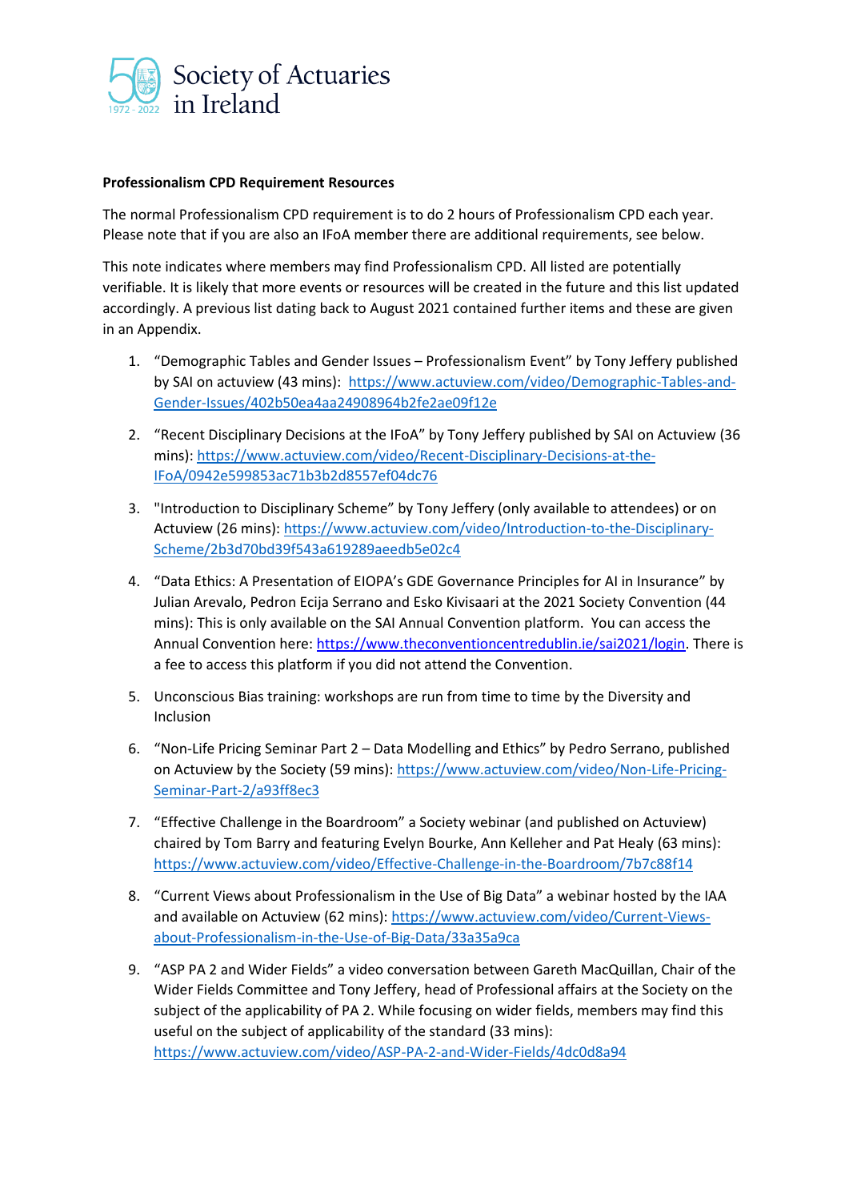Society of Actuaries in Ireland

**Professionalism CPD Requirement Resources**

The normal Professionalism CPD requirement is to do 2 hours of Professionalism CPD each year. Please note that if you are also an IFoA member there are additional requirements, see below.

This note indicates where members may find Professionalism CPD. All listed are potentially verifiable. It is likely that more events or resources will be created in the future and this list updated accordingly. A previous list dating back to August 2021 contained further items and these are given in an Appendix.

1. "Demographic Tables and Gender Issues – Professionalism Event" by Tony Jeffery published by SAI on actuview (43 mins): https://www.actuview.com/video/Demographic-Tables-and-Gender-Issues/402b50ea4aa24908964b2fe2ae09f12e

2. "Recent Disciplinary Decisions at the IFoA" by Tony Jeffery published by SAI on Actuview (36 mins): https://www.actuview.com/video/Recent-Disciplinary-Decisions-at-the-IFoA/0942e599853ac71b3b2d8557ef04dc76

3. "Introduction to Disciplinary Scheme" by Tony Jeffery (only available to attendees) or on Actuview (26 mins): https://www.actuview.com/video/Introduction-to-the-Disciplinary-Scheme/2b3d70bd39f543a619289aeedb5e02c4

4. "Data Ethics: A Presentation of EIOPA's GDE Governance Principles for AI in Insurance" by Julian Arevalo, Pedron Ecija Serrano and Esko Kivisaari at the 2021 Society Convention (44 mins): This is only available on the SAI Annual Convention platform. You can access the Annual Convention here: https://www.theconventioncentredublin.ie/sai2021/login. There is a fee to access this platform if you did not attend the Convention.

5. Unconscious Bias training: workshops are run from time to time by the Diversity and Inclusion

6. "Non-Life Pricing Seminar Part 2 – Data Modelling and Ethics" by Pedro Serrano, published on Actuview by the Society (59 mins): https://www.actuview.com/video/Non-Life-Pricing-Seminar-Part-2/a93ff8ec3

7. "Effective Challenge in the Boardroom" a Society webinar (and published on Actuview) chaired by Tom Barry and featuring Evelyn Bourke, Ann Kelleher and Pat Healy (63 mins): https://www.actuview.com/video/Effective-Challenge-in-the-Boardroom/7b7c88f14

8. "Current Views about Professionalism in the Use of Big Data" a webinar hosted by the IAA and available on Actuview (62 mins): https://www.actuview.com/video/Current-Views-about-Professionalism-in-the-Use-of-Big-Data/33a35a9ca

9. "ASP PA 2 and Wider Fields" a video conversation between Gareth MacQuillan, Chair of the Wider Fields Committee and Tony Jeffery, head of Professional affairs at the Society on the subject of the applicability of PA 2. While focusing on wider fields, members may find this useful on the subject of applicability of the standard (33 mins): https://www.actuview.com/video/ASP-PA-2-and-Wider-Fields/4dc0d8a94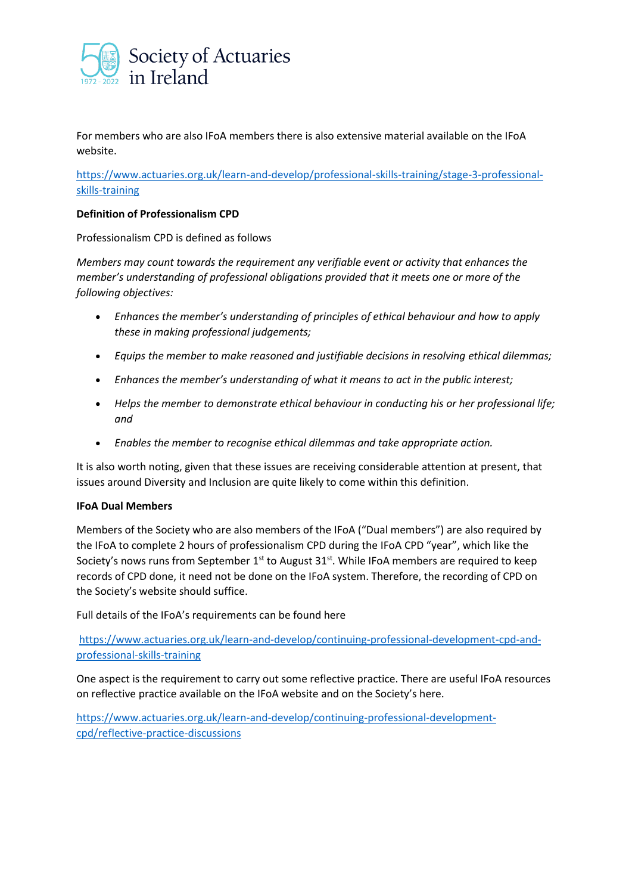For members who are also IFoA members there is also extensive material available on the IFoA website.

https://www.actuaries.org.uk/learn-and-develop/professional-skills-training/stage-3-professional-skills-training

**Definition of Professionalism CPD**

Professionalism CPD is defined as follows

*Members may count towards the requirement any verifiable event or activity that enhances the member's understanding of professional obligations provided that it meets one or more of the following objectives:*

- *Enhances the member's understanding of principles of ethical behaviour and how to apply these in making professional judgements;*
- *Equips the member to make reasoned and justifiable decisions in resolving ethical dilemmas;*
- *Enhances the member's understanding of what it means to act in the public interest;*
- *Helps the member to demonstrate ethical behaviour in conducting his or her professional life; and*
- *Enables the member to recognise ethical dilemmas and take appropriate action.*

It is also worth noting, given that these issues are receiving considerable attention at present, that issues around Diversity and Inclusion are quite likely to come within this definition.

**IFoA Dual Members**

Members of the Society who are also members of the IFoA ("Dual members") are also required by the IFoA to complete 2 hours of professionalism CPD during the IFoA CPD "year", which like the Society's nows runs from September 1st to August 31st. While IFoA members are required to keep records of CPD done, it need not be done on the IFoA system. Therefore, the recording of CPD on the Society's website should suffice.

Full details of the IFoA's requirements can be found here

https://www.actuaries.org.uk/learn-and-develop/continuing-professional-development-cpd-and-professional-skills-training

One aspect is the requirement to carry out some reflective practice. There are useful IFoA resources on reflective practice available on the IFoA website and on the Society's here.

https://www.actuaries.org.uk/learn-and-develop/continuing-professional-development-cpd/reflective-practice-discussions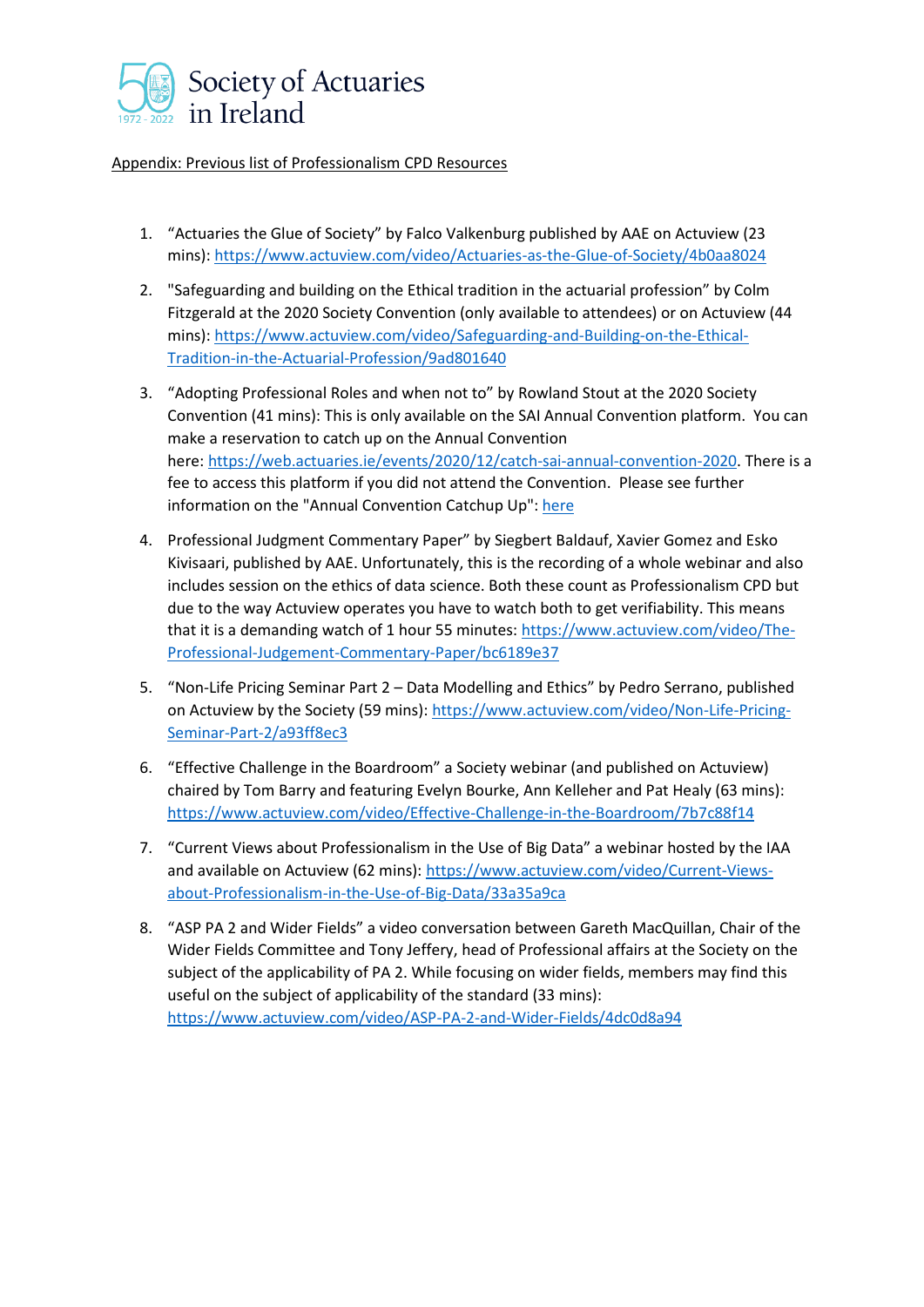Appendix: Previous list of Professionalism CPD Resources

1. "Actuaries the Glue of Society" by Falco Valkenburg published by AAE on Actuview (23 mins): https://www.actuview.com/video/Actuaries-as-the-Glue-of-Society/4b0aa8024

2. "Safeguarding and building on the Ethical tradition in the actuarial profession" by Colm Fitzgerald at the 2020 Society Convention (only available to attendees) or on Actuview (44 mins): https://www.actuview.com/video/Safeguarding-and-Building-on-the-Ethical-Tradition-in-the-Actuarial-Profession/9ad801640

3. "Adopting Professional Roles and when not to" by Rowland Stout at the 2020 Society Convention (41 mins): This is only available on the SAI Annual Convention platform. You can make a reservation to catch up on the Annual Convention here: https://web.actuaries.ie/events/2020/12/catch-sai-annual-convention-2020. There is a fee to access this platform if you did not attend the Convention. Please see further information on the "Annual Convention Catchup Up": here

4. Professional Judgment Commentary Paper" by Siegbert Baldauf, Xavier Gomez and Esko Kivisaari, published by AAE. Unfortunately, this is the recording of a whole webinar and also includes session on the ethics of data science. Both these count as Professionalism CPD but due to the way Actuview operates you have to watch both to get verifiability. This means that it is a demanding watch of 1 hour 55 minutes: https://www.actuview.com/video/The-Professional-Judgement-Commentary-Paper/bc6189e37

5. "Non-Life Pricing Seminar Part 2 – Data Modelling and Ethics" by Pedro Serrano, published on Actuview by the Society (59 mins): https://www.actuview.com/video/Non-Life-Pricing-Seminar-Part-2/a93ff8ec3

6. "Effective Challenge in the Boardroom" a Society webinar (and published on Actuview) chaired by Tom Barry and featuring Evelyn Bourke, Ann Kelleher and Pat Healy (63 mins): https://www.actuview.com/video/Effective-Challenge-in-the-Boardroom/7b7c88f14

7. "Current Views about Professionalism in the Use of Big Data" a webinar hosted by the IAA and available on Actuview (62 mins): https://www.actuview.com/video/Current-Views-about-Professionalism-in-the-Use-of-Big-Data/33a35a9ca

8. "ASP PA 2 and Wider Fields" a video conversation between Gareth MacQuillan, Chair of the Wider Fields Committee and Tony Jeffery, head of Professional affairs at the Society on the subject of the applicability of PA 2. While focusing on wider fields, members may find this useful on the subject of applicability of the standard (33 mins): https://www.actuview.com/video/ASP-PA-2-and-Wider-Fields/4dc0d8a94